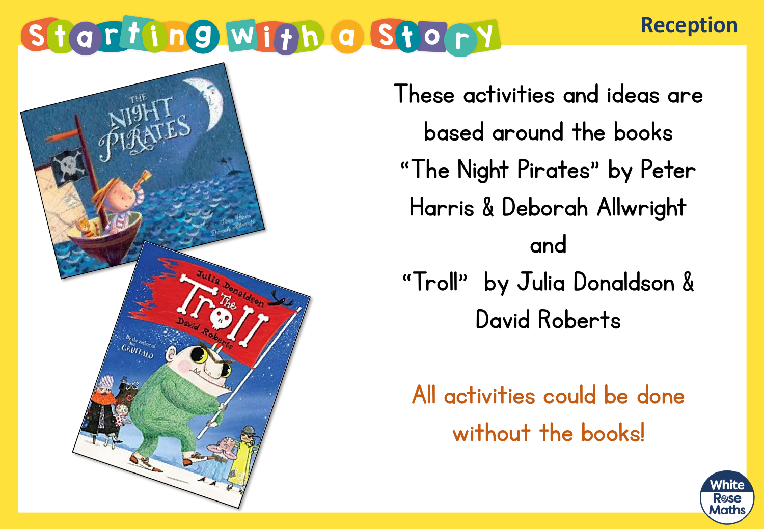# Starting with a Story

Reception

These activities and ideas are based around the books "The Night Pirates" by Peter Harris & Deborah Allwright and "Troll" by Julia Donaldson & David Roberts

All activities could be done without the books!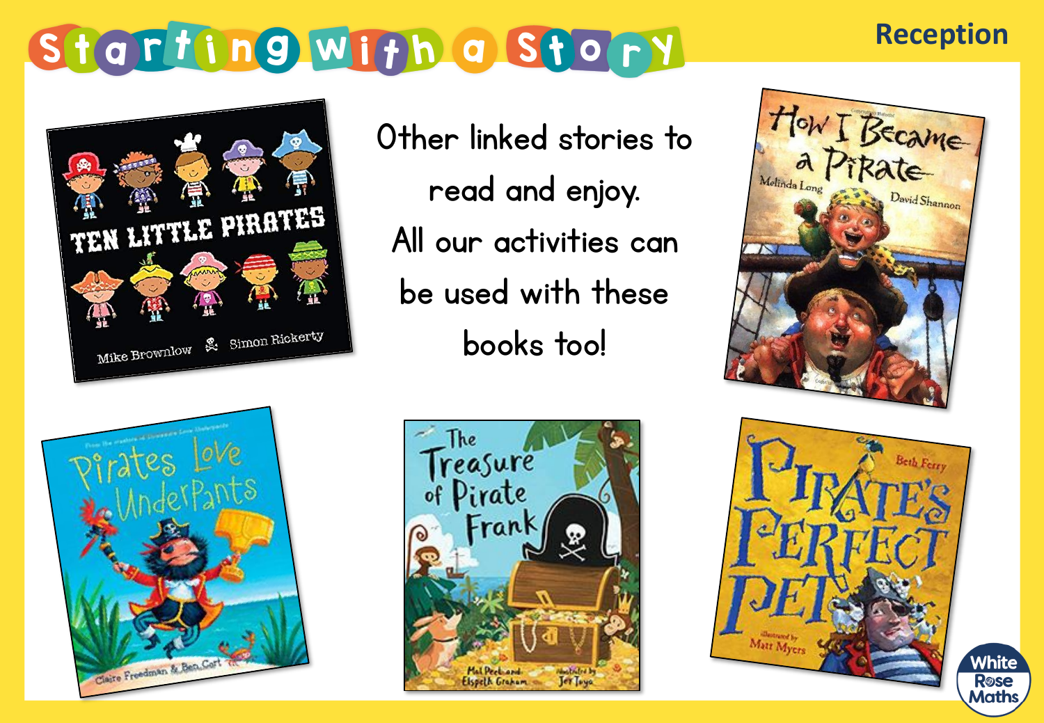# Starting with a Story

Reception

Other linked stories to read and enjoy.
All our activities can be used with these books too!

TEN LITTLE PIRATES
Mike Brownlow · Simon Rickerty

How I Became a Pirate
Melinda Long · David Shannon

Pirates Love Underpants
Claire Freedman & Ben Cort

The Treasure of Pirate Frank
Mal Peet and Elspeth Graham · illustrated by Jez Tuya

Pirate's Perfect Pet
Beth Ferry · illustrated by Matt Myers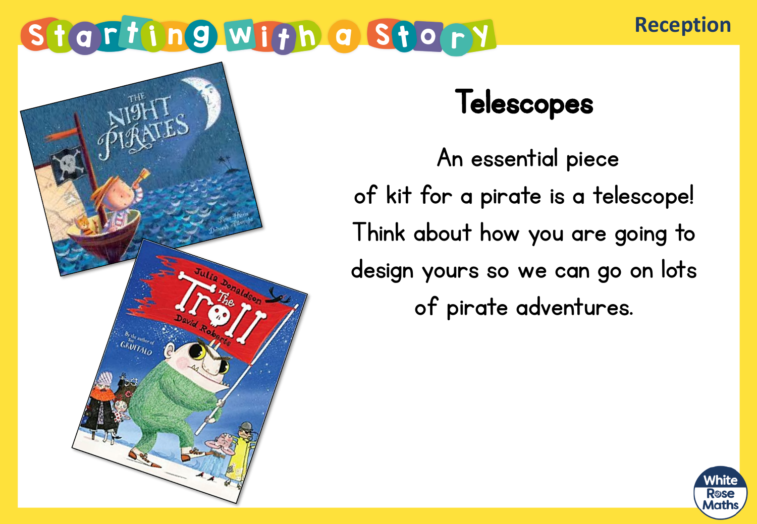# Telescopes

An essential piece of kit for a pirate is a telescope! Think about how you are going to design yours so we can go on lots of pirate adventures.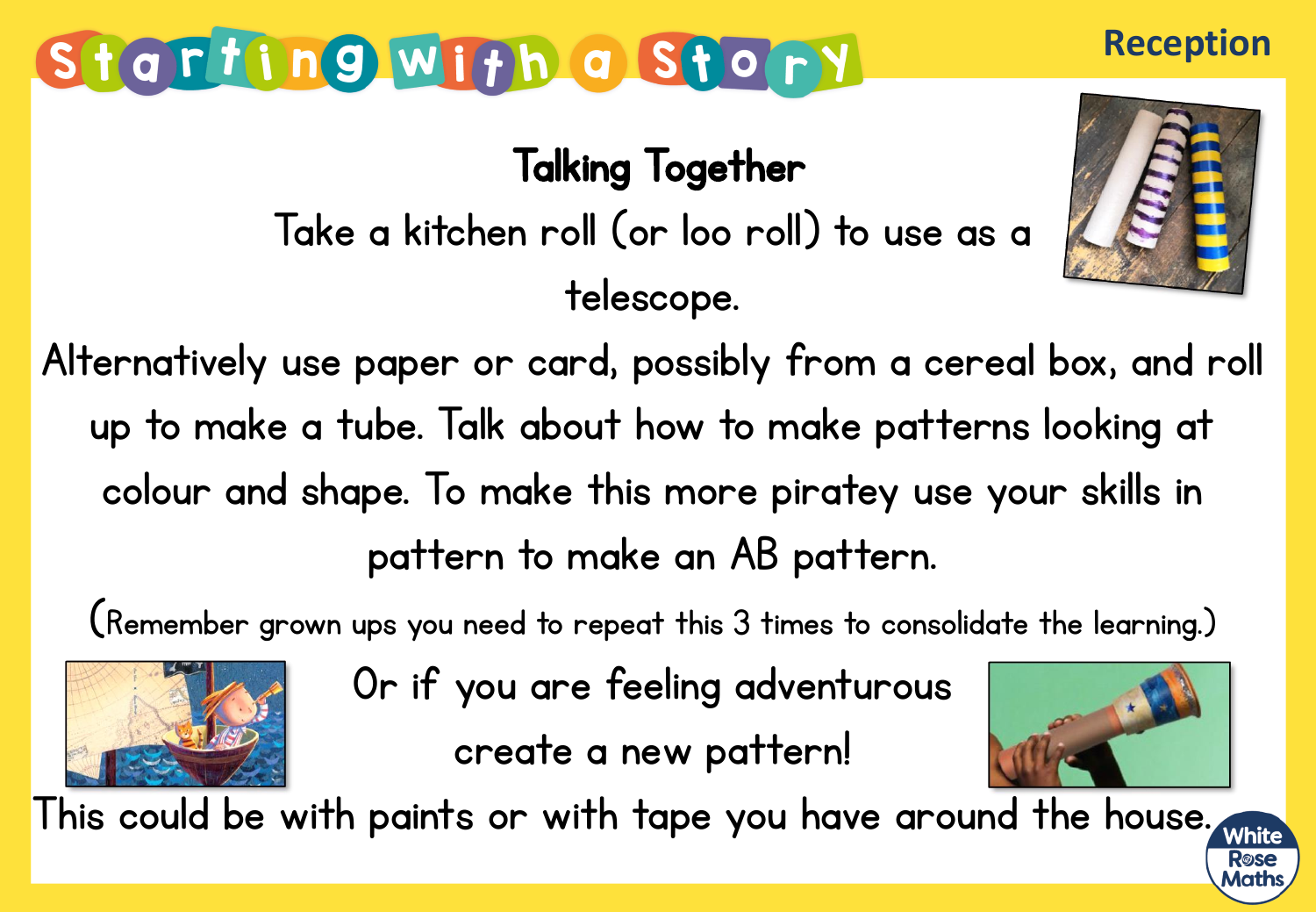# Starting with a Story

Reception

## Talking Together

Take a kitchen roll (or loo roll) to use as a telescope.

Alternatively use paper or card, possibly from a cereal box, and roll up to make a tube. Talk about how to make patterns looking at colour and shape. To make this more piratey use your skills in pattern to make an AB pattern.

(Remember grown ups you need to repeat this 3 times to consolidate the learning.)

Or if you are feeling adventurous create a new pattern!

This could be with paints or with tape you have around the house.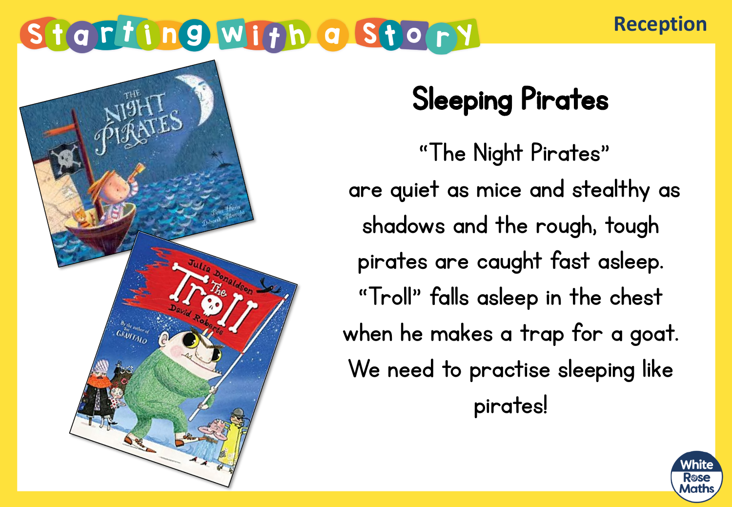# Starting with a Story

Reception

## Sleeping Pirates

"The Night Pirates" are quiet as mice and stealthy as shadows and the rough, tough pirates are caught fast asleep. "Troll" falls asleep in the chest when he makes a trap for a goat. We need to practise sleeping like pirates!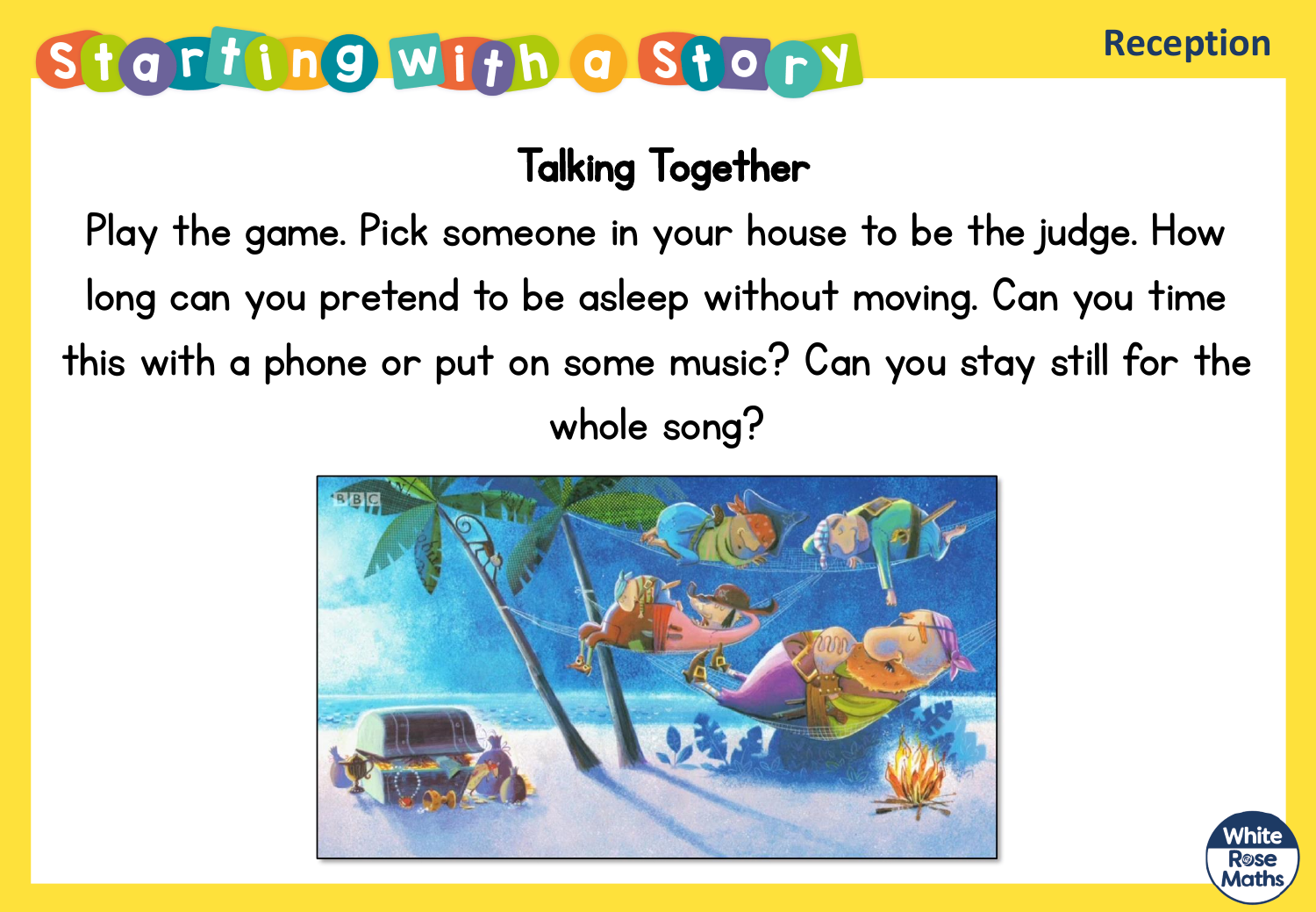## Talking Together

Play the game. Pick someone in your house to be the judge. How long can you pretend to be asleep without moving. Can you time this with a phone or put on some music? Can you stay still for the whole song?